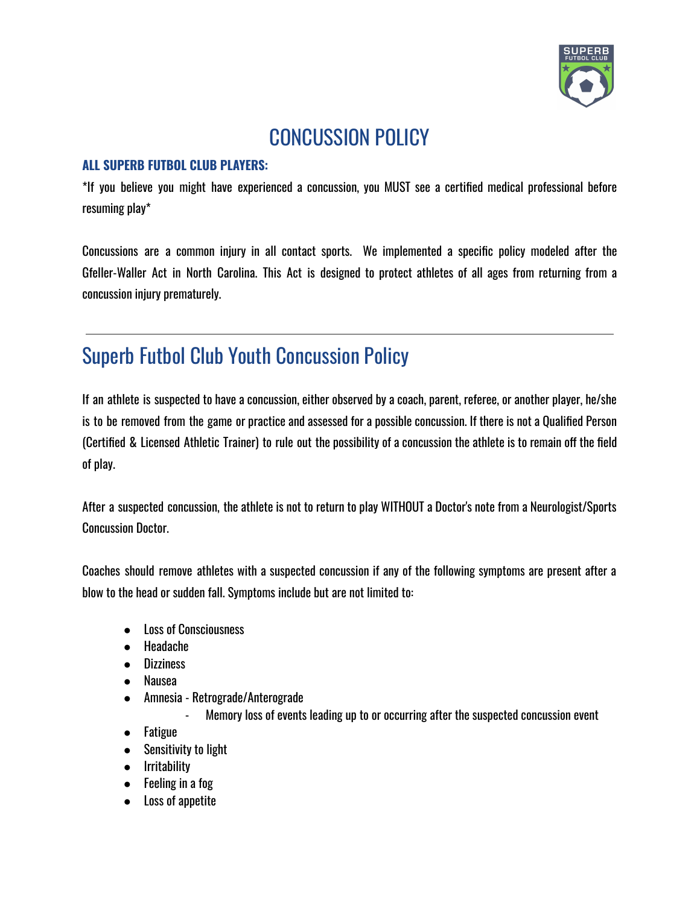# CONCUSSION POLICY

**ALL SUPERB FUTBOL CLUB PLAYERS:**

*If you believe you might have experienced a concussion, you MUST see a certified medical professional before resuming play*

Concussions are a common injury in all contact sports. We implemented a specific policy modeled after the Gfeller-Waller Act in North Carolina. This Act is designed to protect athletes of all ages from returning from a concussion injury prematurely.

---

## Superb Futbol Club Youth Concussion Policy

If an athlete is suspected to have a concussion, either observed by a coach, parent, referee, or another player, he/she is to be removed from the game or practice and assessed for a possible concussion. If there is not a Qualified Person (Certified & Licensed Athletic Trainer) to rule out the possibility of a concussion the athlete is to remain off the field of play.

After a suspected concussion, the athlete is not to return to play WITHOUT a Doctor's note from a Neurologist/Sports Concussion Doctor.

Coaches should remove athletes with a suspected concussion if any of the following symptoms are present after a blow to the head or sudden fall. Symptoms include but are not limited to:

- Loss of Consciousness
- Headache
- Dizziness
- Nausea
- Amnesia - Retrograde/Anterograde
    - Memory loss of events leading up to or occurring after the suspected concussion event
- Fatigue
- Sensitivity to light
- Irritability
- Feeling in a fog
- Loss of appetite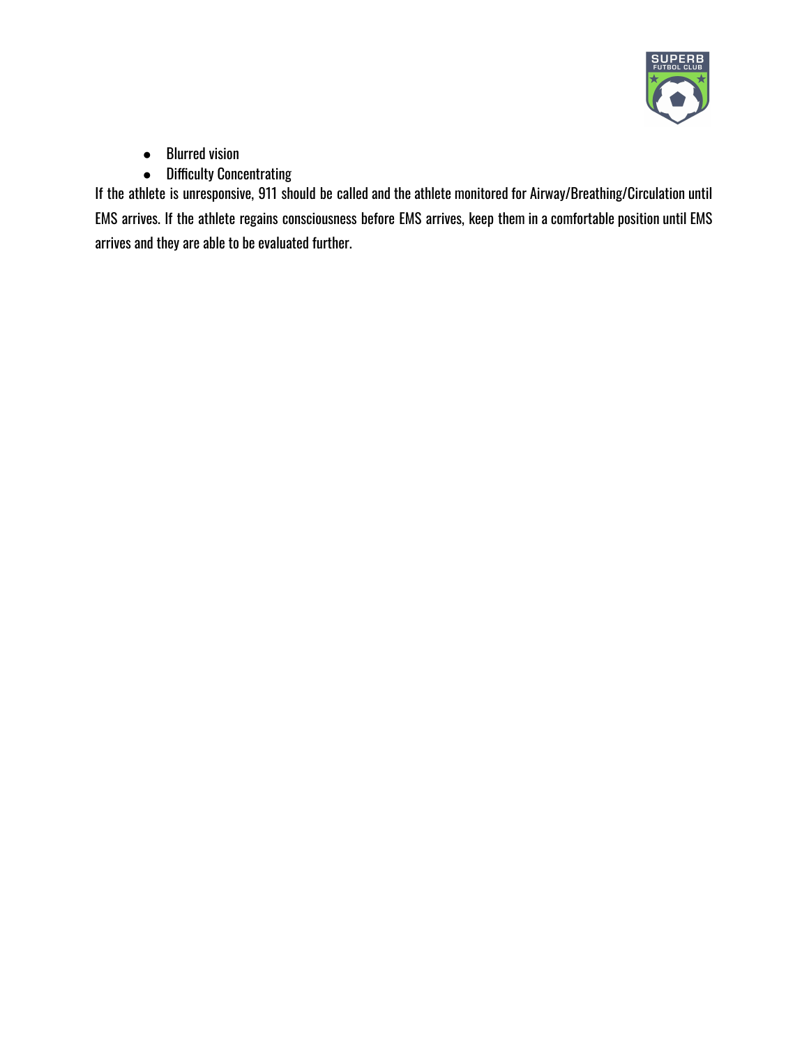- Blurred vision
- Difficulty Concentrating

If the athlete is unresponsive, 911 should be called and the athlete monitored for Airway/Breathing/Circulation until EMS arrives. If the athlete regains consciousness before EMS arrives, keep them in a comfortable position until EMS arrives and they are able to be evaluated further.